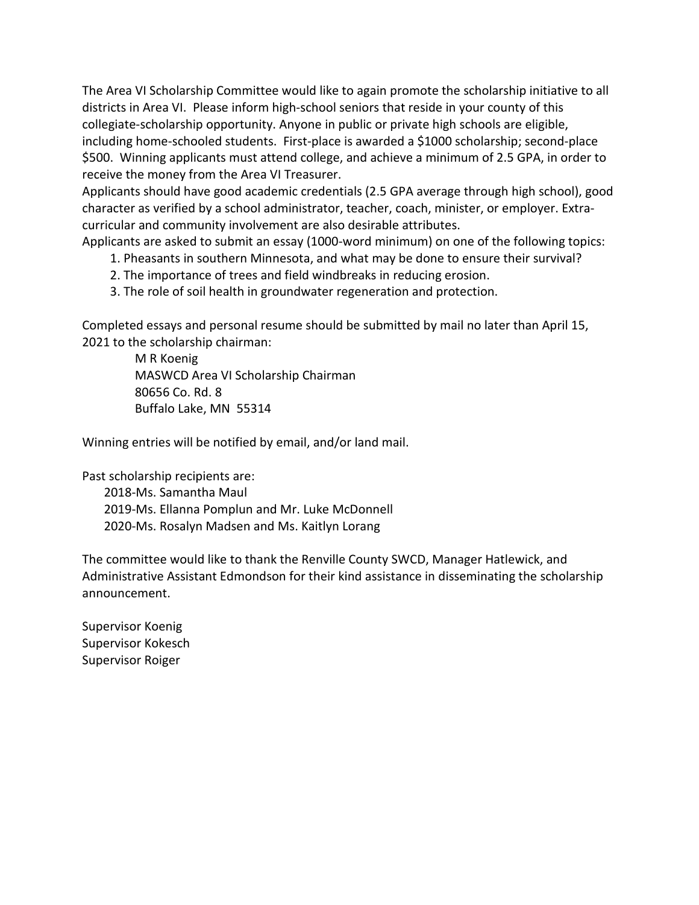The Area VI Scholarship Committee would like to again promote the scholarship initiative to all districts in Area VI. Please inform high-school seniors that reside in your county of this collegiate-scholarship opportunity. Anyone in public or private high schools are eligible, including home-schooled students. First-place is awarded a $1000 scholarship; second-place $500. Winning applicants must attend college, and achieve a minimum of 2.5 GPA, in order to receive the money from the Area VI Treasurer.

Applicants should have good academic credentials (2.5 GPA average through high school), good character as verified by a school administrator, teacher, coach, minister, or employer. Extra-curricular and community involvement are also desirable attributes.

Applicants are asked to submit an essay (1000-word minimum) on one of the following topics:

1. Pheasants in southern Minnesota, and what may be done to ensure their survival?
2. The importance of trees and field windbreaks in reducing erosion.
3. The role of soil health in groundwater regeneration and protection.

Completed essays and personal resume should be submitted by mail no later than April 15, 2021 to the scholarship chairman:

M R Koenig  
MASWCD Area VI Scholarship Chairman  
80656 Co. Rd. 8  
Buffalo Lake, MN 55314

Winning entries will be notified by email, and/or land mail.

Past scholarship recipients are:

2018-Ms. Samantha Maul  
2019-Ms. Ellanna Pomplun and Mr. Luke McDonnell  
2020-Ms. Rosalyn Madsen and Ms. Kaitlyn Lorang

The committee would like to thank the Renville County SWCD, Manager Hatlewick, and Administrative Assistant Edmondson for their kind assistance in disseminating the scholarship announcement.

Supervisor Koenig  
Supervisor Kokesch  
Supervisor Roiger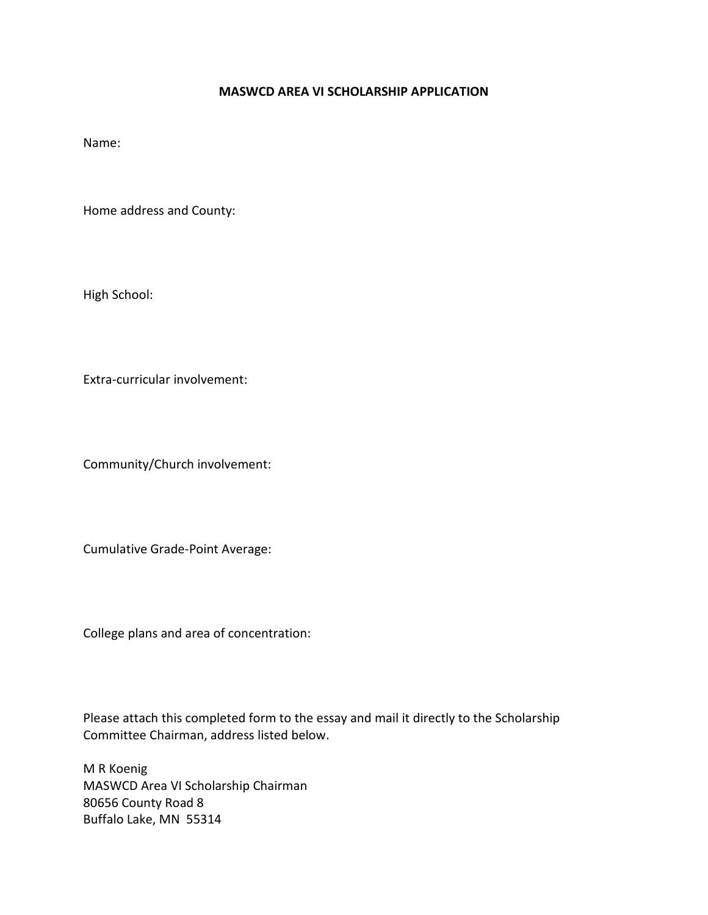**MASWCD AREA VI SCHOLARSHIP APPLICATION**

Name:

Home address and County:

High School:

Extra-curricular involvement:

Community/Church involvement:

Cumulative Grade-Point Average:

College plans and area of concentration:

Please attach this completed form to the essay and mail it directly to the Scholarship Committee Chairman, address listed below.

M R Koenig  
MASWCD Area VI Scholarship Chairman  
80656 County Road 8  
Buffalo Lake, MN 55314